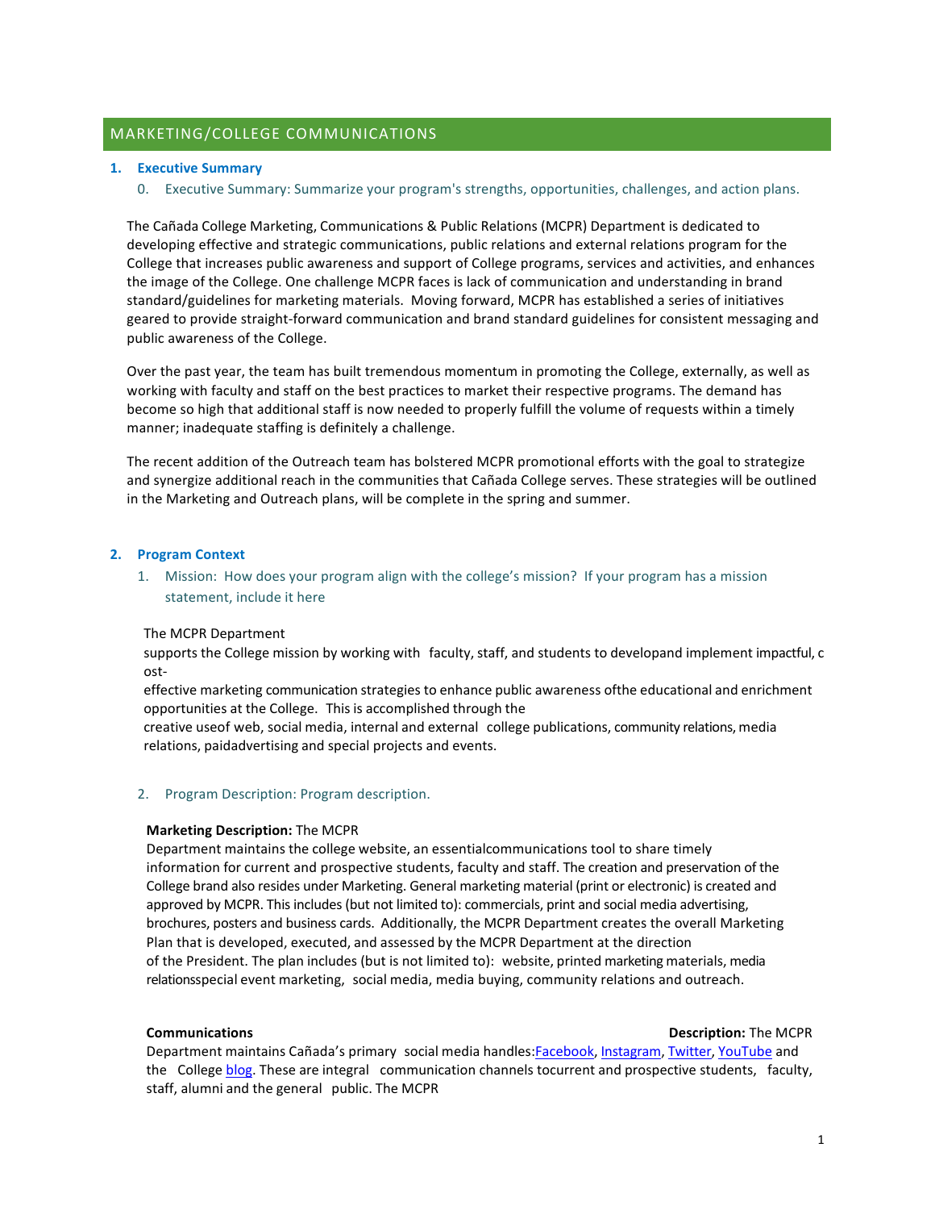# MARKETING/COLLEGE COMMUNICATIONS

## 1. Executive Summary

0. Executive Summary: Summarize your program's strengths, opportunities, challenges, and action plans.

The Cañada College Marketing, Communications & Public Relations (MCPR) Department is dedicated to developing effective and strategic communications, public relations and external relations program for the College that increases public awareness and support of College programs, services and activities, and enhances the image of the College. One challenge MCPR faces is lack of communication and understanding in brand standard/guidelines for marketing materials. Moving forward, MCPR has established a series of initiatives geared to provide straight-forward communication and brand standard guidelines for consistent messaging and public awareness of the College.

Over the past year, the team has built tremendous momentum in promoting the College, externally, as well as working with faculty and staff on the best practices to market their respective programs. The demand has become so high that additional staff is now needed to properly fulfill the volume of requests within a timely manner; inadequate staffing is definitely a challenge.

The recent addition of the Outreach team has bolstered MCPR promotional efforts with the goal to strategize and synergize additional reach in the communities that Cañada College serves. These strategies will be outlined in the Marketing and Outreach plans, will be complete in the spring and summer.

## 2. Program Context

1. Mission: How does your program align with the college's mission? If your program has a mission statement, include it here

The MCPR Department supports the College mission by working with faculty, staff, and students to developand implement impactful, cost-effective marketing communication strategies to enhance public awareness ofthe educational and enrichment opportunities at the College. This is accomplished through the creative useof web, social media, internal and external college publications, community relations, media relations, paidadvertising and special projects and events.

2. Program Description: Program description.

**Marketing Description:** The MCPR Department maintains the college website, an essentialcommunications tool to share timely information for current and prospective students, faculty and staff. The creation and preservation of the College brand also resides under Marketing. General marketing material (print or electronic) is created and approved by MCPR. This includes (but not limited to): commercials, print and social media advertising, brochures, posters and business cards. Additionally, the MCPR Department creates the overall Marketing Plan that is developed, executed, and assessed by the MCPR Department at the direction of the President. The plan includes (but is not limited to): website, printed marketing materials, media relationsspecial event marketing, social media, media buying, community relations and outreach.

**Communications Description:** The MCPR Department maintains Cañada's primary social media handles:Facebook, Instagram, Twitter, YouTube and the College blog. These are integral communication channels tocurrent and prospective students, faculty, staff, alumni and the general public. The MCPR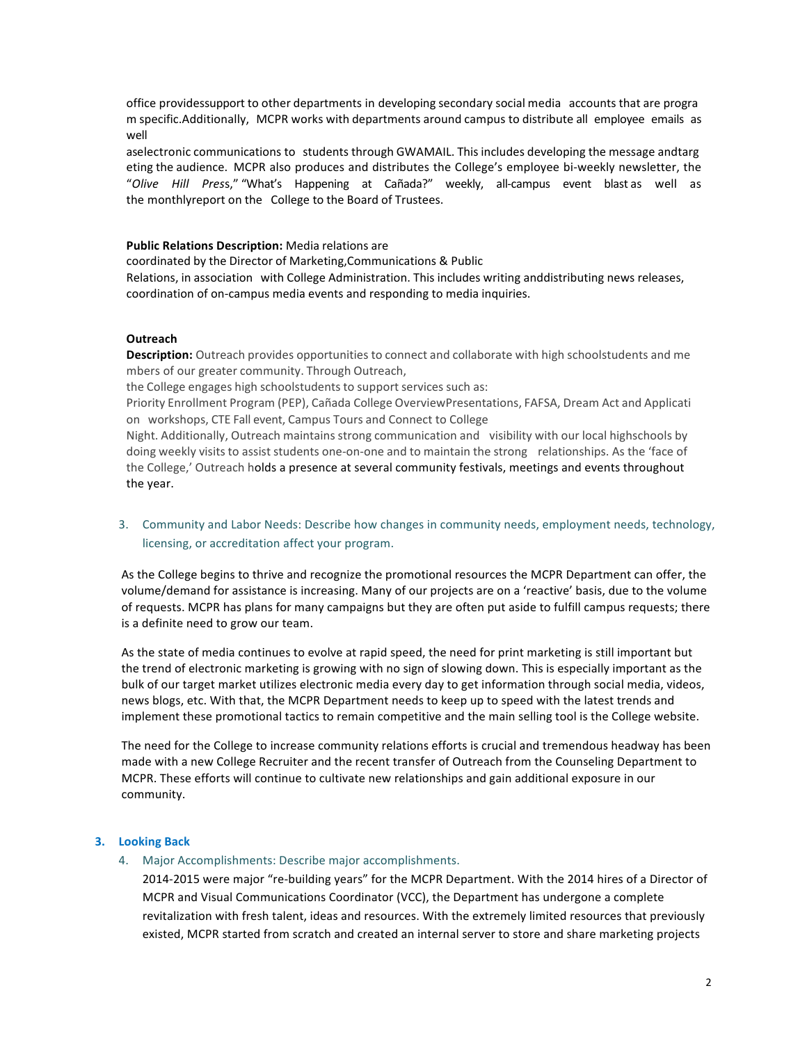office providessupport to other departments in developing secondary social media accounts that are program specific.Additionally, MCPR works with departments around campus to distribute all employee emails as well aselectronic communications to students through GWAMAIL. This includes developing the message andtargeting the audience. MCPR also produces and distributes the College's employee bi-weekly newsletter, the "*Olive Hill Press*," "What's Happening at Cañada?" weekly, all-campus event blast as well as the monthlyreport on the College to the Board of Trustees.

**Public Relations Description:** Media relations are coordinated by the Director of Marketing,Communications & Public Relations, in association with College Administration. This includes writing anddistributing news releases, coordination of on-campus media events and responding to media inquiries.

**Outreach**

**Description:** Outreach provides opportunities to connect and collaborate with high schoolstudents and members of our greater community. Through Outreach, the College engages high schoolstudents to support services such as: Priority Enrollment Program (PEP), Cañada College OverviewPresentations, FAFSA, Dream Act and Application workshops, CTE Fall event, Campus Tours and Connect to College Night. Additionally, Outreach maintains strong communication and visibility with our local highschools by doing weekly visits to assist students one-on-one and to maintain the strong relationships. As the 'face of the College,' Outreach holds a presence at several community festivals, meetings and events throughout the year.

3. Community and Labor Needs: Describe how changes in community needs, employment needs, technology, licensing, or accreditation affect your program.

As the College begins to thrive and recognize the promotional resources the MCPR Department can offer, the volume/demand for assistance is increasing. Many of our projects are on a 'reactive' basis, due to the volume of requests. MCPR has plans for many campaigns but they are often put aside to fulfill campus requests; there is a definite need to grow our team.

As the state of media continues to evolve at rapid speed, the need for print marketing is still important but the trend of electronic marketing is growing with no sign of slowing down. This is especially important as the bulk of our target market utilizes electronic media every day to get information through social media, videos, news blogs, etc. With that, the MCPR Department needs to keep up to speed with the latest trends and implement these promotional tactics to remain competitive and the main selling tool is the College website.

The need for the College to increase community relations efforts is crucial and tremendous headway has been made with a new College Recruiter and the recent transfer of Outreach from the Counseling Department to MCPR. These efforts will continue to cultivate new relationships and gain additional exposure in our community.

## 3. Looking Back

4. Major Accomplishments: Describe major accomplishments.

   2014-2015 were major "re-building years" for the MCPR Department. With the 2014 hires of a Director of MCPR and Visual Communications Coordinator (VCC), the Department has undergone a complete revitalization with fresh talent, ideas and resources. With the extremely limited resources that previously existed, MCPR started from scratch and created an internal server to store and share marketing projects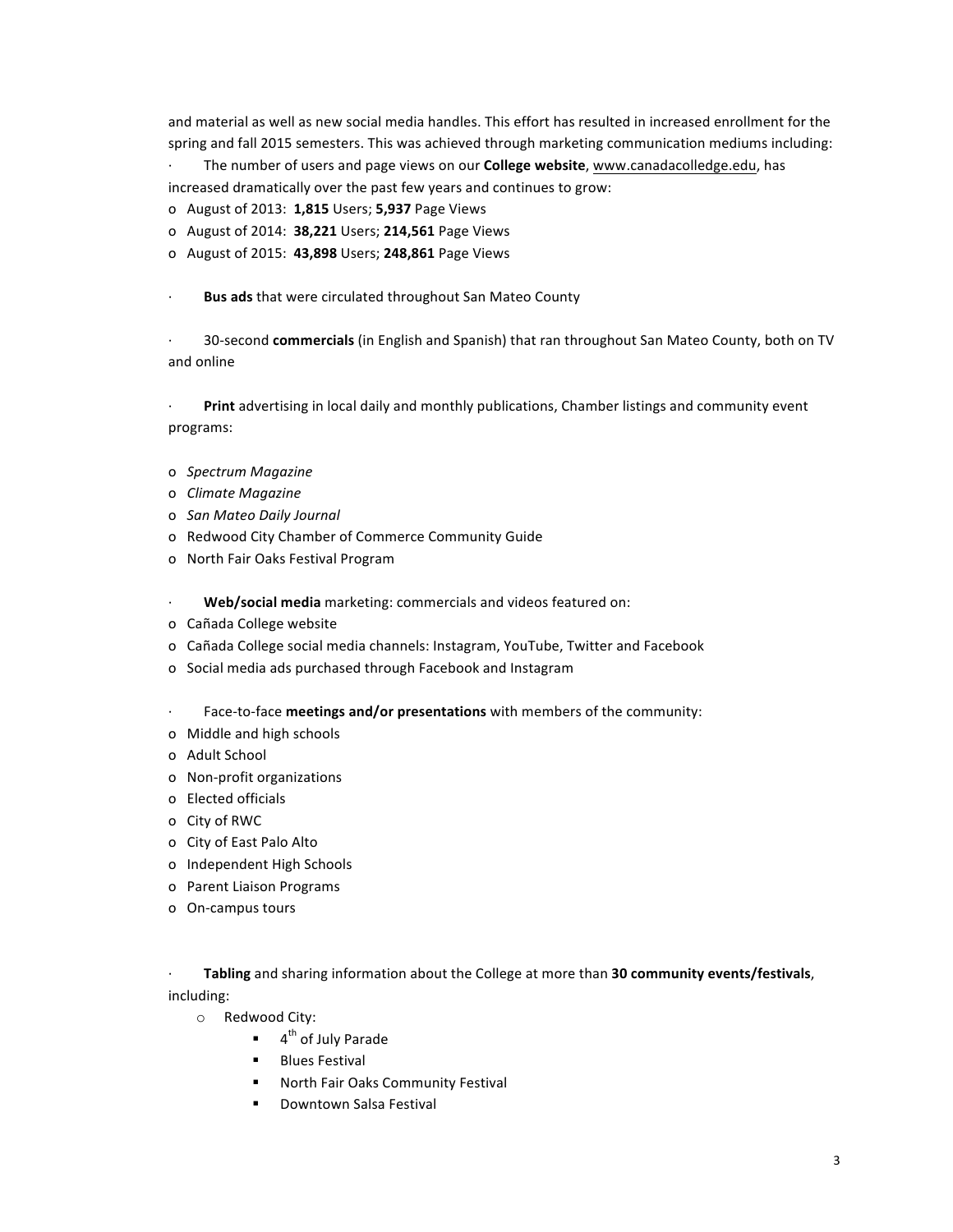and material as well as new social media handles. This effort has resulted in increased enrollment for the spring and fall 2015 semesters. This was achieved through marketing communication mediums including:

- The number of users and page views on our **College website**, www.canadacolledge.edu, has increased dramatically over the past few years and continues to grow:
  - August of 2013: **1,815** Users; **5,937** Page Views
  - August of 2014: **38,221** Users; **214,561** Page Views
  - August of 2015: **43,898** Users; **248,861** Page Views

- **Bus ads** that were circulated throughout San Mateo County

- 30-second **commercials** (in English and Spanish) that ran throughout San Mateo County, both on TV and online

- **Print** advertising in local daily and monthly publications, Chamber listings and community event programs:
  - *Spectrum Magazine*
  - *Climate Magazine*
  - *San Mateo Daily Journal*
  - Redwood City Chamber of Commerce Community Guide
  - North Fair Oaks Festival Program

- **Web/social media** marketing: commercials and videos featured on:
  - Cañada College website
  - Cañada College social media channels: Instagram, YouTube, Twitter and Facebook
  - Social media ads purchased through Facebook and Instagram

- Face-to-face **meetings and/or presentations** with members of the community:
  - Middle and high schools
  - Adult School
  - Non-profit organizations
  - Elected officials
  - City of RWC
  - City of East Palo Alto
  - Independent High Schools
  - Parent Liaison Programs
  - On-campus tours

- **Tabling** and sharing information about the College at more than **30 community events/festivals**, including:
  - Redwood City:
    - 4th of July Parade
    - Blues Festival
    - North Fair Oaks Community Festival
    - Downtown Salsa Festival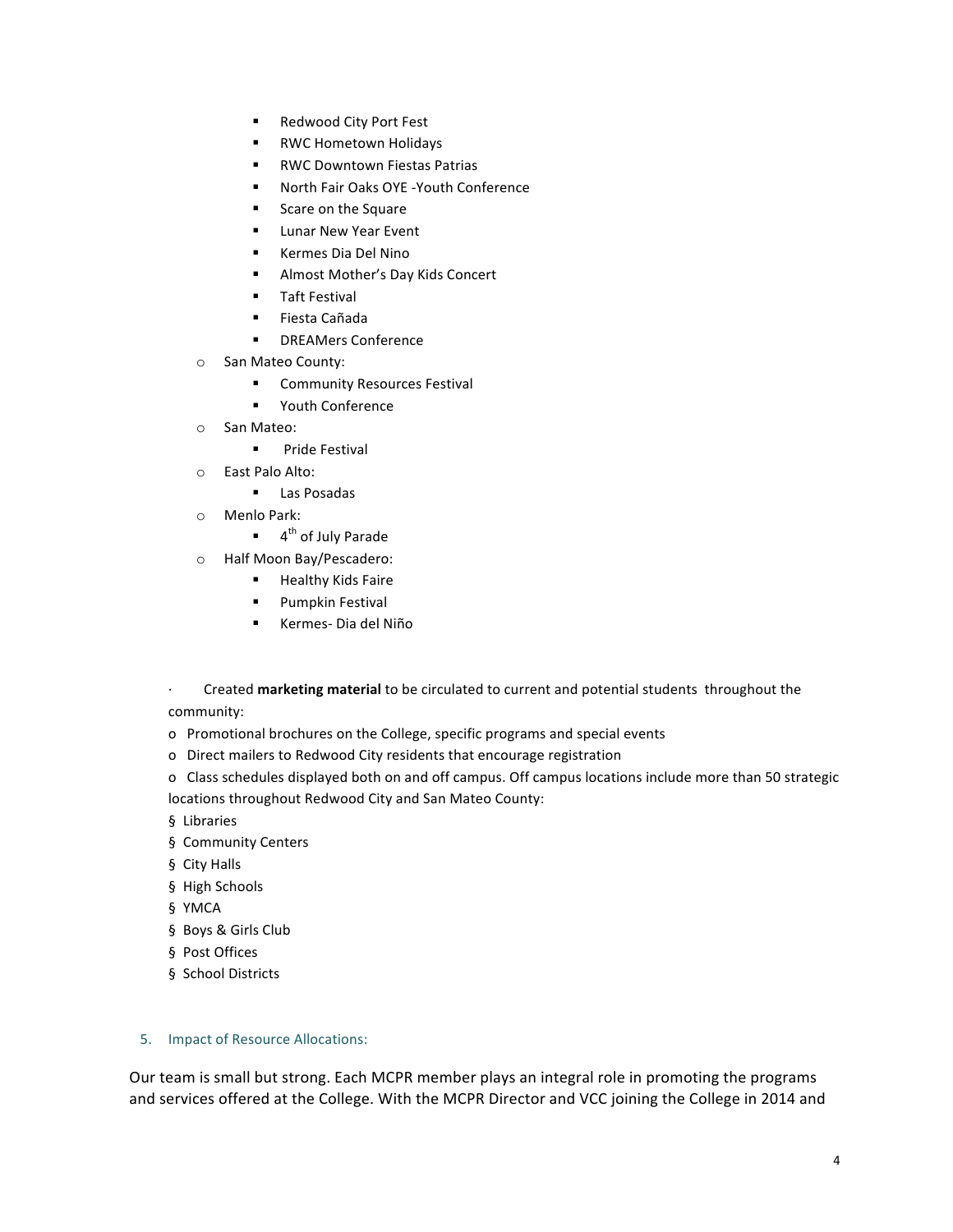- Redwood City Port Fest
        - RWC Hometown Holidays
        - RWC Downtown Fiestas Patrias
        - North Fair Oaks OYE -Youth Conference
        - Scare on the Square
        - Lunar New Year Event
        - Kermes Dia Del Nino
        - Almost Mother's Day Kids Concert
        - Taft Festival
        - Fiesta Cañada
        - DREAMers Conference
    - San Mateo County:
        - Community Resources Festival
        - Youth Conference
    - San Mateo:
        - Pride Festival
    - East Palo Alto:
        - Las Posadas
    - Menlo Park:
        - 4th of July Parade
    - Half Moon Bay/Pescadero:
        - Healthy Kids Faire
        - Pumpkin Festival
        - Kermes- Dia del Niño

· Created **marketing material** to be circulated to current and potential students throughout the community:

- Promotional brochures on the College, specific programs and special events
- Direct mailers to Redwood City residents that encourage registration
- Class schedules displayed both on and off campus. Off campus locations include more than 50 strategic locations throughout Redwood City and San Mateo County:

§ Libraries
§ Community Centers
§ City Halls
§ High Schools
§ YMCA
§ Boys & Girls Club
§ Post Offices
§ School Districts

### 5. Impact of Resource Allocations:

Our team is small but strong. Each MCPR member plays an integral role in promoting the programs and services offered at the College. With the MCPR Director and VCC joining the College in 2014 and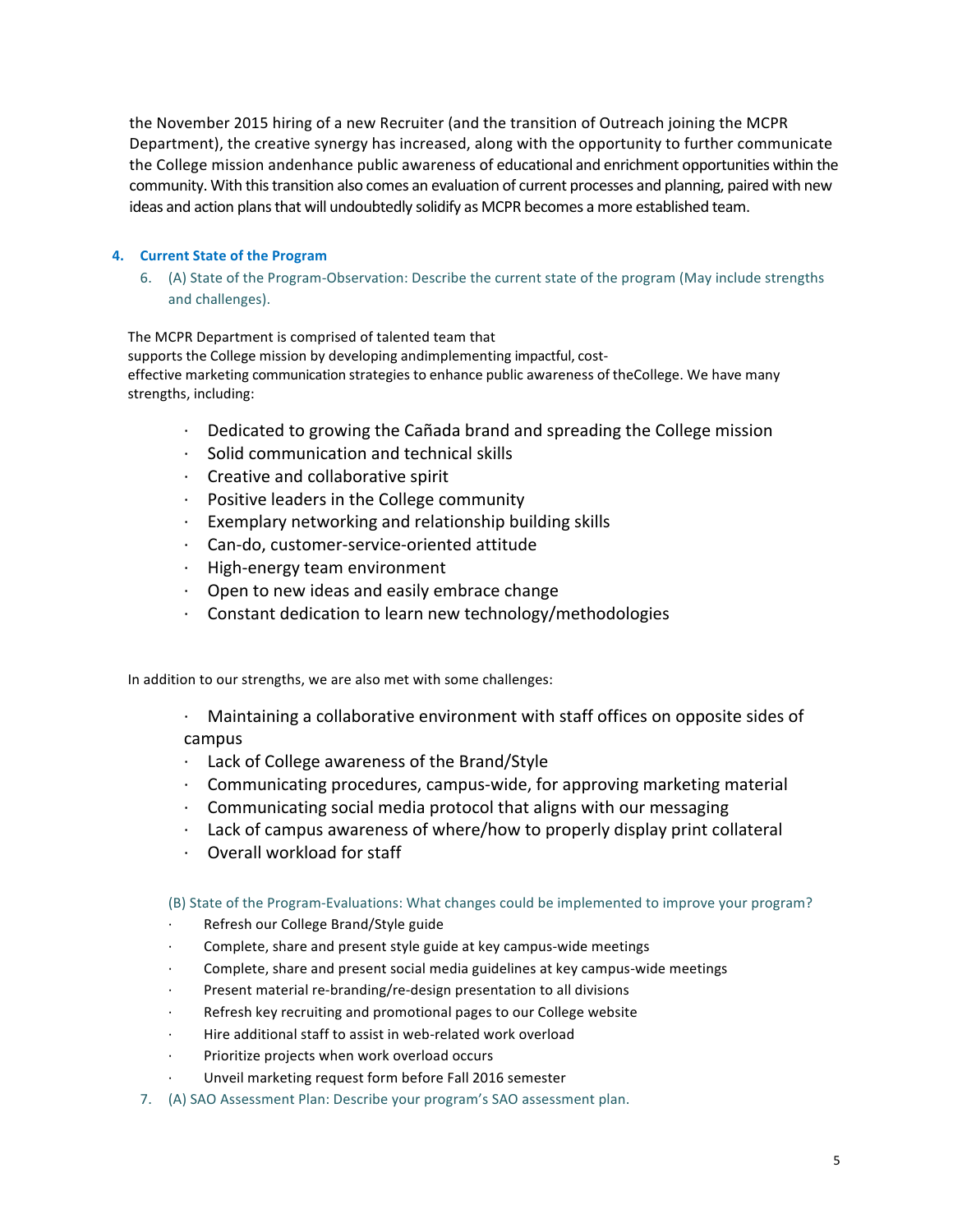the November 2015 hiring of a new Recruiter (and the transition of Outreach joining the MCPR Department), the creative synergy has increased, along with the opportunity to further communicate the College mission andenhance public awareness of educational and enrichment opportunities within the community. With this transition also comes an evaluation of current processes and planning, paired with new ideas and action plans that will undoubtedly solidify as MCPR becomes a more established team.

## 4. Current State of the Program

6. (A) State of the Program-Observation: Describe the current state of the program (May include strengths and challenges).

The MCPR Department is comprised of talented team that supports the College mission by developing andimplementing impactful, cost-effective marketing communication strategies to enhance public awareness of theCollege. We have many strengths, including:

- Dedicated to growing the Cañada brand and spreading the College mission
- Solid communication and technical skills
- Creative and collaborative spirit
- Positive leaders in the College community
- Exemplary networking and relationship building skills
- Can-do, customer-service-oriented attitude
- High-energy team environment
- Open to new ideas and easily embrace change
- Constant dedication to learn new technology/methodologies

In addition to our strengths, we are also met with some challenges:

- Maintaining a collaborative environment with staff offices on opposite sides of campus
- Lack of College awareness of the Brand/Style
- Communicating procedures, campus-wide, for approving marketing material
- Communicating social media protocol that aligns with our messaging
- Lack of campus awareness of where/how to properly display print collateral
- Overall workload for staff

(B) State of the Program-Evaluations: What changes could be implemented to improve your program?

- Refresh our College Brand/Style guide
- Complete, share and present style guide at key campus-wide meetings
- Complete, share and present social media guidelines at key campus-wide meetings
- Present material re-branding/re-design presentation to all divisions
- Refresh key recruiting and promotional pages to our College website
- Hire additional staff to assist in web-related work overload
- Prioritize projects when work overload occurs
- Unveil marketing request form before Fall 2016 semester

7. (A) SAO Assessment Plan: Describe your program's SAO assessment plan.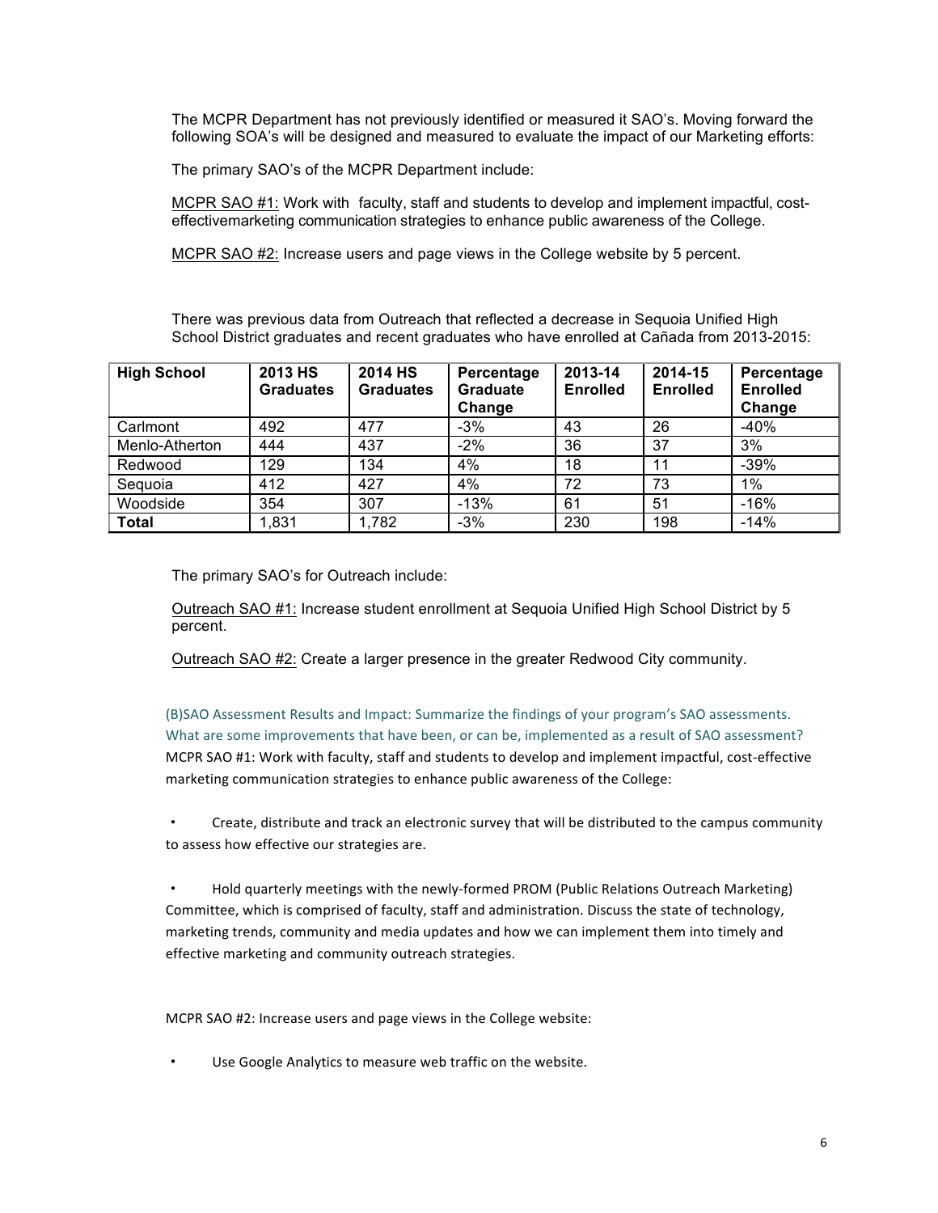The MCPR Department has not previously identified or measured it SAO's. Moving forward the following SOA's will be designed and measured to evaluate the impact of our Marketing efforts:

The primary SAO's of the MCPR Department include:

MCPR SAO #1: Work with faculty, staff and students to develop and implement impactful, cost-effectivemarketing communication strategies to enhance public awareness of the College.

MCPR SAO #2: Increase users and page views in the College website by 5 percent.

There was previous data from Outreach that reflected a decrease in Sequoia Unified High School District graduates and recent graduates who have enrolled at Cañada from 2013-2015:

| High School | 2013 HS Graduates | 2014 HS Graduates | Percentage Graduate Change | 2013-14 Enrolled | 2014-15 Enrolled | Percentage Enrolled Change |
|---|---|---|---|---|---|---|
| Carlmont | 492 | 477 | -3% | 43 | 26 | -40% |
| Menlo-Atherton | 444 | 437 | -2% | 36 | 37 | 3% |
| Redwood | 129 | 134 | 4% | 18 | 11 | -39% |
| Sequoia | 412 | 427 | 4% | 72 | 73 | 1% |
| Woodside | 354 | 307 | -13% | 61 | 51 | -16% |
| **Total** | 1,831 | 1,782 | -3% | 230 | 198 | -14% |

The primary SAO's for Outreach include:

Outreach SAO #1: Increase student enrollment at Sequoia Unified High School District by 5 percent.

Outreach SAO #2: Create a larger presence in the greater Redwood City community.

(B)SAO Assessment Results and Impact: Summarize the findings of your program's SAO assessments. What are some improvements that have been, or can be, implemented as a result of SAO assessment?

MCPR SAO #1: Work with faculty, staff and students to develop and implement impactful, cost-effective marketing communication strategies to enhance public awareness of the College:

- Create, distribute and track an electronic survey that will be distributed to the campus community to assess how effective our strategies are.

- Hold quarterly meetings with the newly-formed PROM (Public Relations Outreach Marketing) Committee, which is comprised of faculty, staff and administration. Discuss the state of technology, marketing trends, community and media updates and how we can implement them into timely and effective marketing and community outreach strategies.

MCPR SAO #2: Increase users and page views in the College website:

- Use Google Analytics to measure web traffic on the website.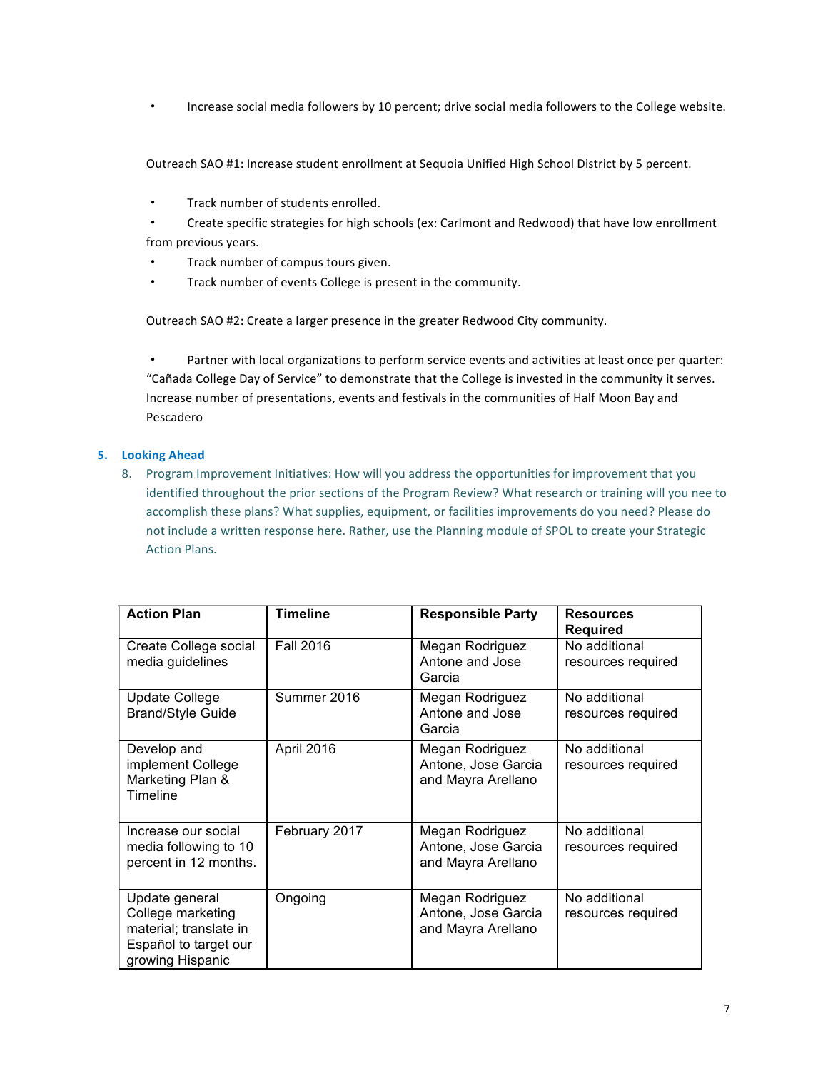- Increase social media followers by 10 percent; drive social media followers to the College website.

Outreach SAO #1: Increase student enrollment at Sequoia Unified High School District by 5 percent.

- Track number of students enrolled.
- Create specific strategies for high schools (ex: Carlmont and Redwood) that have low enrollment from previous years.
- Track number of campus tours given.
- Track number of events College is present in the community.

Outreach SAO #2: Create a larger presence in the greater Redwood City community.

- Partner with local organizations to perform service events and activities at least once per quarter: "Cañada College Day of Service" to demonstrate that the College is invested in the community it serves. Increase number of presentations, events and festivals in the communities of Half Moon Bay and Pescadero

## 5. Looking Ahead

8. Program Improvement Initiatives: How will you address the opportunities for improvement that you identified throughout the prior sections of the Program Review? What research or training will you nee to accomplish these plans? What supplies, equipment, or facilities improvements do you need? Please do not include a written response here. Rather, use the Planning module of SPOL to create your Strategic Action Plans.

| Action Plan | Timeline | Responsible Party | Resources Required |
|---|---|---|---|
| Create College social media guidelines | Fall 2016 | Megan Rodriguez Antone and Jose Garcia | No additional resources required |
| Update College Brand/Style Guide | Summer 2016 | Megan Rodriguez Antone and Jose Garcia | No additional resources required |
| Develop and implement College Marketing Plan & Timeline | April 2016 | Megan Rodriguez Antone, Jose Garcia and Mayra Arellano | No additional resources required |
| Increase our social media following to 10 percent in 12 months. | February 2017 | Megan Rodriguez Antone, Jose Garcia and Mayra Arellano | No additional resources required |
| Update general College marketing material; translate in Español to target our growing Hispanic | Ongoing | Megan Rodriguez Antone, Jose Garcia and Mayra Arellano | No additional resources required |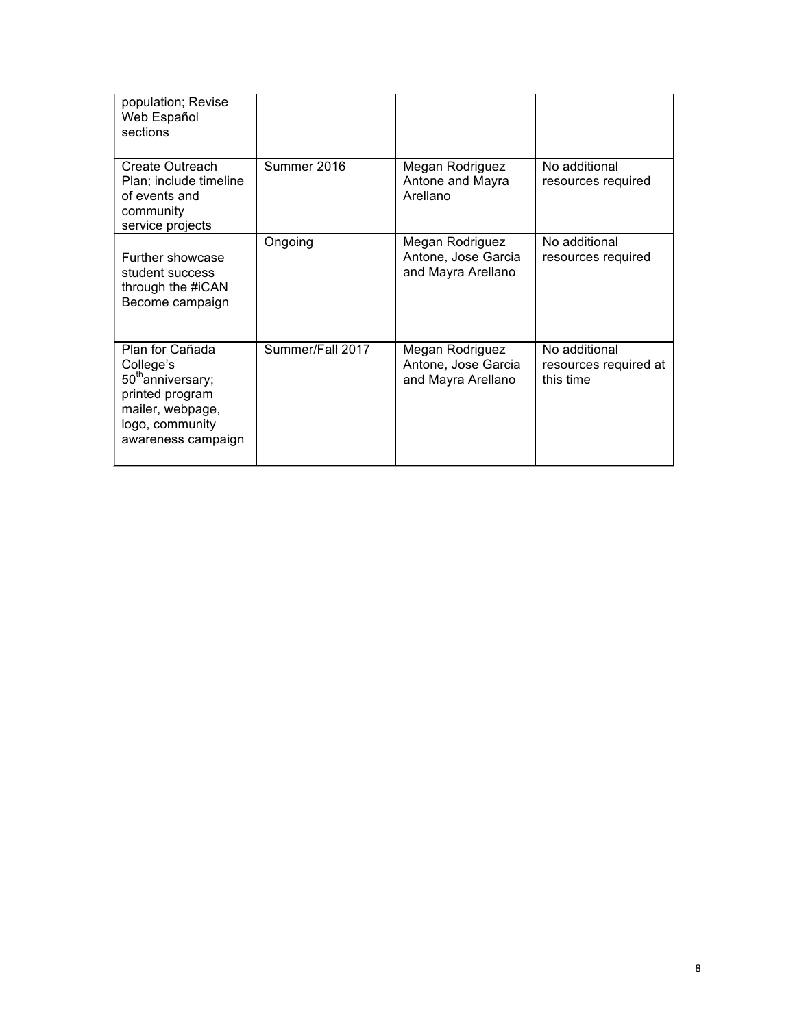| | | | |
|---|---|---|---|
| population; Revise Web Español sections | | | |
| Create Outreach Plan; include timeline of events and community service projects | Summer 2016 | Megan Rodriguez Antone and Mayra Arellano | No additional resources required |
| Further showcase student success through the #iCAN Become campaign | Ongoing | Megan Rodriguez Antone, Jose Garcia and Mayra Arellano | No additional resources required |
| Plan for Cañada College's 50th anniversary; printed program mailer, webpage, logo, community awareness campaign | Summer/Fall 2017 | Megan Rodriguez Antone, Jose Garcia and Mayra Arellano | No additional resources required at this time |